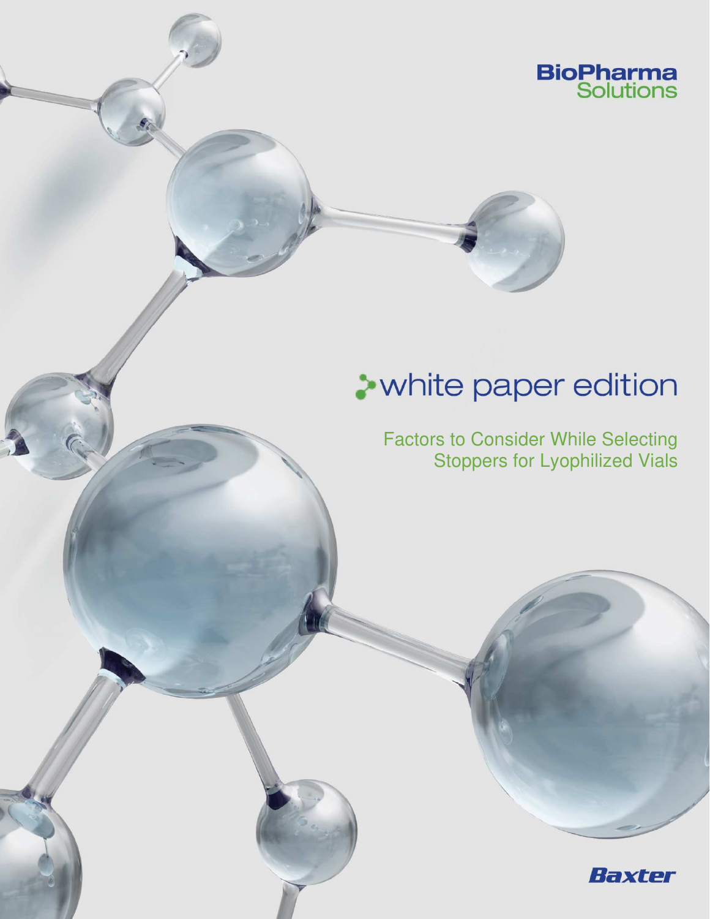BioPharma Solutions

white paper edition

# Factors to Consider While Selecting Stoppers for Lyophilized Vials

Baxter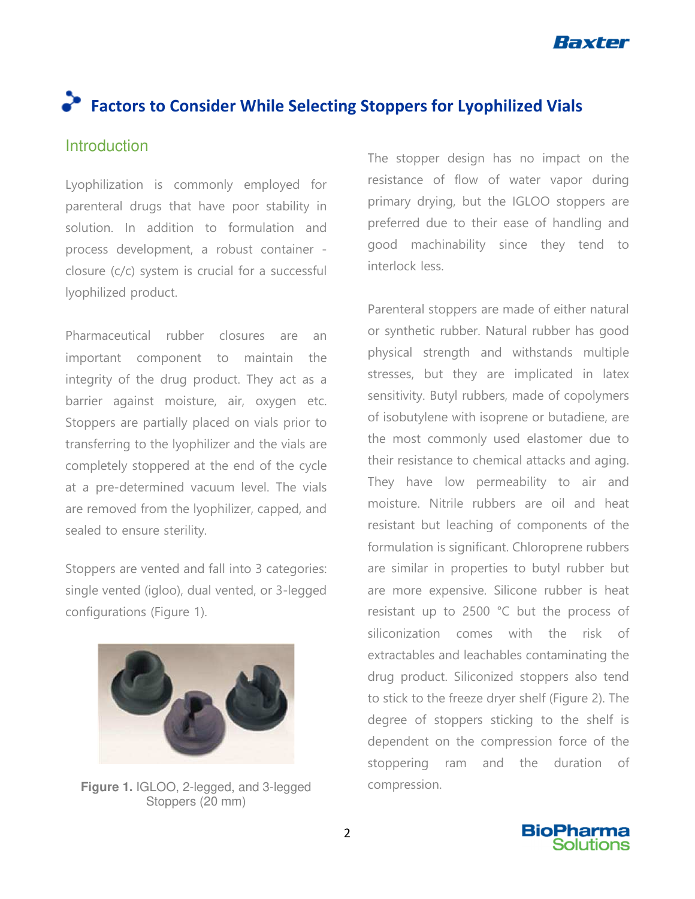# Factors to Consider While Selecting Stoppers for Lyophilized Vials

## Introduction

Lyophilization is commonly employed for parenteral drugs that have poor stability in solution. In addition to formulation and process development, a robust container - closure (c/c) system is crucial for a successful lyophilized product.

Pharmaceutical rubber closures are an important component to maintain the integrity of the drug product. They act as a barrier against moisture, air, oxygen etc. Stoppers are partially placed on vials prior to transferring to the lyophilizer and the vials are completely stoppered at the end of the cycle at a pre-determined vacuum level. The vials are removed from the lyophilizer, capped, and sealed to ensure sterility.

Stoppers are vented and fall into 3 categories: single vented (igloo), dual vented, or 3-legged configurations (Figure 1).

**Figure 1.** IGLOO, 2-legged, and 3-legged Stoppers (20 mm)

The stopper design has no impact on the resistance of flow of water vapor during primary drying, but the IGLOO stoppers are preferred due to their ease of handling and good machinability since they tend to interlock less.

Parenteral stoppers are made of either natural or synthetic rubber. Natural rubber has good physical strength and withstands multiple stresses, but they are implicated in latex sensitivity. Butyl rubbers, made of copolymers of isobutylene with isoprene or butadiene, are the most commonly used elastomer due to their resistance to chemical attacks and aging. They have low permeability to air and moisture. Nitrile rubbers are oil and heat resistant but leaching of components of the formulation is significant. Chloroprene rubbers are similar in properties to butyl rubber but are more expensive. Silicone rubber is heat resistant up to 2500 °C but the process of siliconization comes with the risk of extractables and leachables contaminating the drug product. Siliconized stoppers also tend to stick to the freeze dryer shelf (Figure 2). The degree of stoppers sticking to the shelf is dependent on the compression force of the stoppering ram and the duration of compression.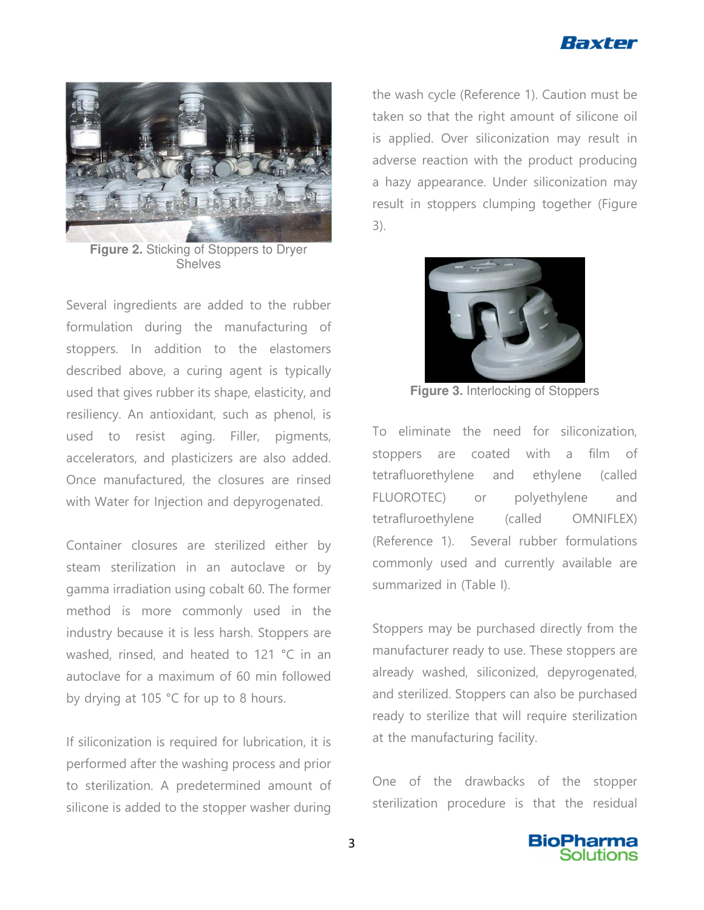Figure 2. Sticking of Stoppers to Dryer Shelves

Several ingredients are added to the rubber formulation during the manufacturing of stoppers. In addition to the elastomers described above, a curing agent is typically used that gives rubber its shape, elasticity, and resiliency. An antioxidant, such as phenol, is used to resist aging. Filler, pigments, accelerators, and plasticizers are also added. Once manufactured, the closures are rinsed with Water for Injection and depyrogenated.

Container closures are sterilized either by steam sterilization in an autoclave or by gamma irradiation using cobalt 60. The former method is more commonly used in the industry because it is less harsh. Stoppers are washed, rinsed, and heated to 121 °C in an autoclave for a maximum of 60 min followed by drying at 105 °C for up to 8 hours.

If siliconization is required for lubrication, it is performed after the washing process and prior to sterilization. A predetermined amount of silicone is added to the stopper washer during the wash cycle (Reference 1). Caution must be taken so that the right amount of silicone oil is applied. Over siliconization may result in adverse reaction with the product producing a hazy appearance. Under siliconization may result in stoppers clumping together (Figure 3).

Figure 3. Interlocking of Stoppers

To eliminate the need for siliconization, stoppers are coated with a film of tetrafluorethylene and ethylene (called FLUOROTEC) or polyethylene and tetrafluroethylene (called OMNIFLEX) (Reference 1). Several rubber formulations commonly used and currently available are summarized in (Table I).

Stoppers may be purchased directly from the manufacturer ready to use. These stoppers are already washed, siliconized, depyrogenated, and sterilized. Stoppers can also be purchased ready to sterilize that will require sterilization at the manufacturing facility.

One of the drawbacks of the stopper sterilization procedure is that the residual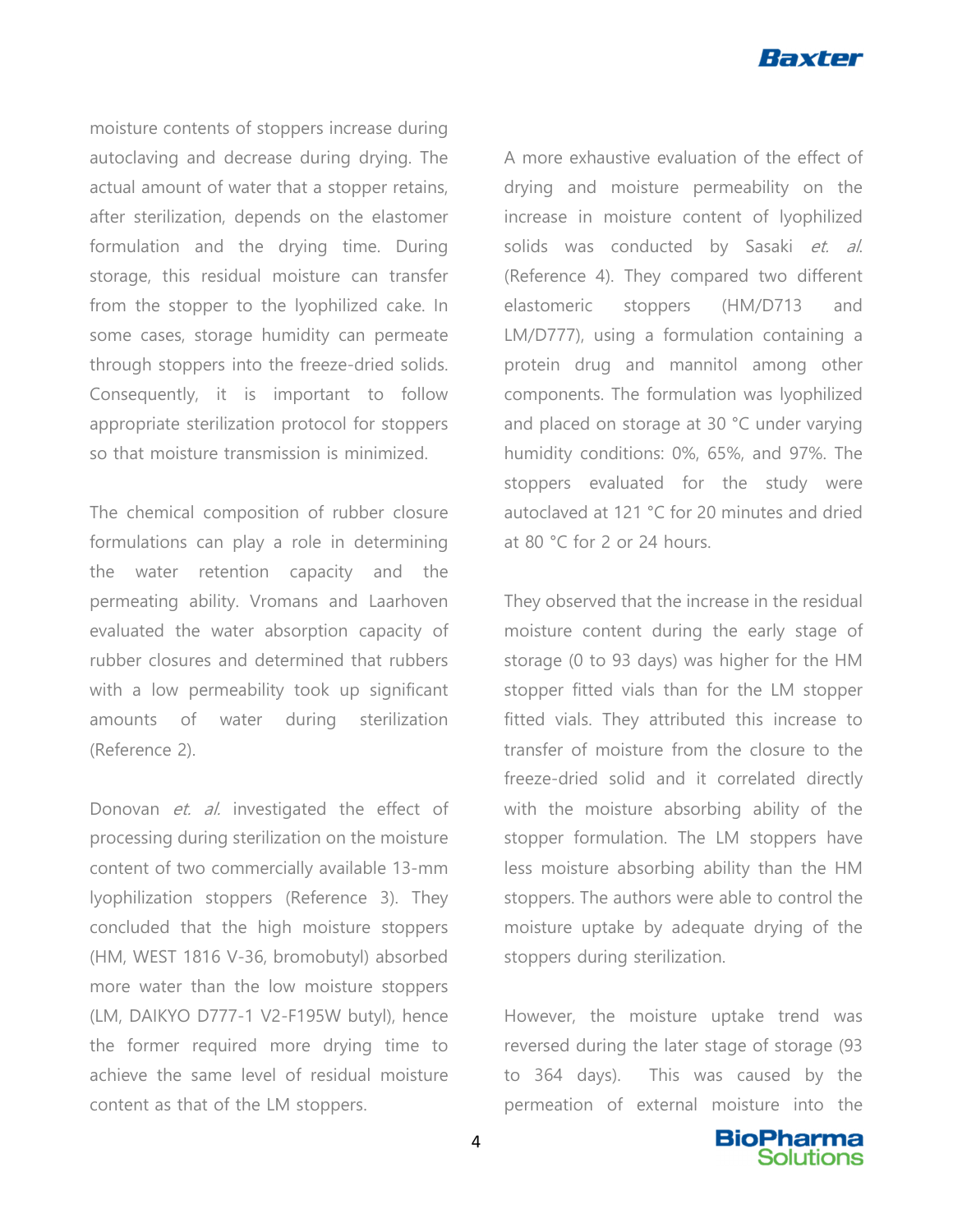moisture contents of stoppers increase during autoclaving and decrease during drying. The actual amount of water that a stopper retains, after sterilization, depends on the elastomer formulation and the drying time. During storage, this residual moisture can transfer from the stopper to the lyophilized cake. In some cases, storage humidity can permeate through stoppers into the freeze-dried solids. Consequently, it is important to follow appropriate sterilization protocol for stoppers so that moisture transmission is minimized.

The chemical composition of rubber closure formulations can play a role in determining the water retention capacity and the permeating ability. Vromans and Laarhoven evaluated the water absorption capacity of rubber closures and determined that rubbers with a low permeability took up significant amounts of water during sterilization (Reference 2).

Donovan *et. al.* investigated the effect of processing during sterilization on the moisture content of two commercially available 13-mm lyophilization stoppers (Reference 3). They concluded that the high moisture stoppers (HM, WEST 1816 V-36, bromobutyl) absorbed more water than the low moisture stoppers (LM, DAIKYO D777-1 V2-F195W butyl), hence the former required more drying time to achieve the same level of residual moisture content as that of the LM stoppers.

A more exhaustive evaluation of the effect of drying and moisture permeability on the increase in moisture content of lyophilized solids was conducted by Sasaki *et. al.* (Reference 4). They compared two different elastomeric stoppers (HM/D713 and LM/D777), using a formulation containing a protein drug and mannitol among other components. The formulation was lyophilized and placed on storage at 30 °C under varying humidity conditions: 0%, 65%, and 97%. The stoppers evaluated for the study were autoclaved at 121 °C for 20 minutes and dried at 80 °C for 2 or 24 hours.

They observed that the increase in the residual moisture content during the early stage of storage (0 to 93 days) was higher for the HM stopper fitted vials than for the LM stopper fitted vials. They attributed this increase to transfer of moisture from the closure to the freeze-dried solid and it correlated directly with the moisture absorbing ability of the stopper formulation. The LM stoppers have less moisture absorbing ability than the HM stoppers. The authors were able to control the moisture uptake by adequate drying of the stoppers during sterilization.

However, the moisture uptake trend was reversed during the later stage of storage (93 to 364 days). This was caused by the permeation of external moisture into the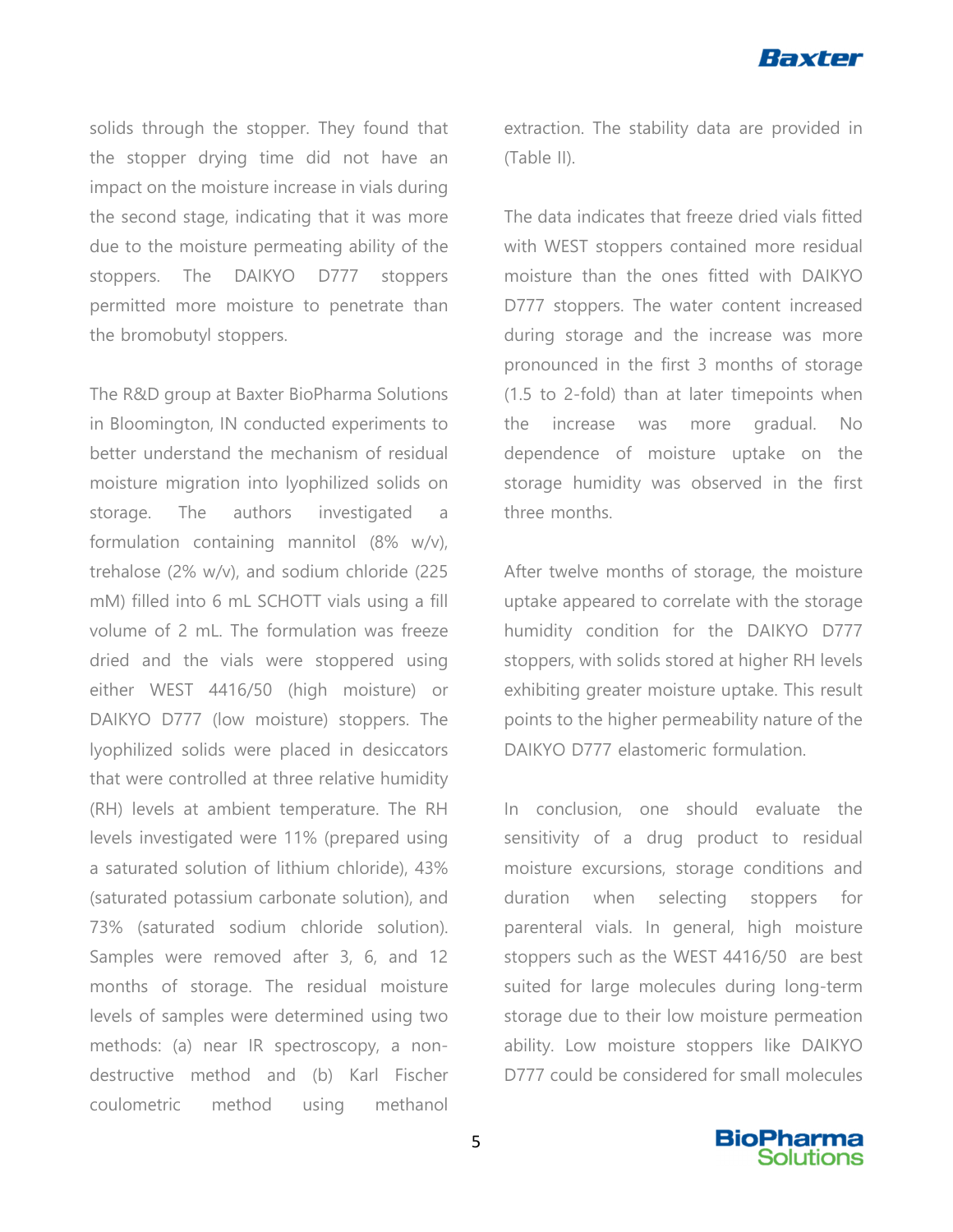solids through the stopper. They found that the stopper drying time did not have an impact on the moisture increase in vials during the second stage, indicating that it was more due to the moisture permeating ability of the stoppers. The DAIKYO D777 stoppers permitted more moisture to penetrate than the bromobutyl stoppers.

The R&D group at Baxter BioPharma Solutions in Bloomington, IN conducted experiments to better understand the mechanism of residual moisture migration into lyophilized solids on storage. The authors investigated a formulation containing mannitol (8% w/v), trehalose (2% w/v), and sodium chloride (225 mM) filled into 6 mL SCHOTT vials using a fill volume of 2 mL. The formulation was freeze dried and the vials were stoppered using either WEST 4416/50 (high moisture) or DAIKYO D777 (low moisture) stoppers. The lyophilized solids were placed in desiccators that were controlled at three relative humidity (RH) levels at ambient temperature. The RH levels investigated were 11% (prepared using a saturated solution of lithium chloride), 43% (saturated potassium carbonate solution), and 73% (saturated sodium chloride solution). Samples were removed after 3, 6, and 12 months of storage. The residual moisture levels of samples were determined using two methods: (a) near IR spectroscopy, a non-destructive method and (b) Karl Fischer coulometric method using methanol extraction. The stability data are provided in (Table II).

The data indicates that freeze dried vials fitted with WEST stoppers contained more residual moisture than the ones fitted with DAIKYO D777 stoppers. The water content increased during storage and the increase was more pronounced in the first 3 months of storage (1.5 to 2-fold) than at later timepoints when the increase was more gradual. No dependence of moisture uptake on the storage humidity was observed in the first three months.

After twelve months of storage, the moisture uptake appeared to correlate with the storage humidity condition for the DAIKYO D777 stoppers, with solids stored at higher RH levels exhibiting greater moisture uptake. This result points to the higher permeability nature of the DAIKYO D777 elastomeric formulation.

In conclusion, one should evaluate the sensitivity of a drug product to residual moisture excursions, storage conditions and duration when selecting stoppers for parenteral vials. In general, high moisture stoppers such as the WEST 4416/50 are best suited for large molecules during long-term storage due to their low moisture permeation ability. Low moisture stoppers like DAIKYO D777 could be considered for small molecules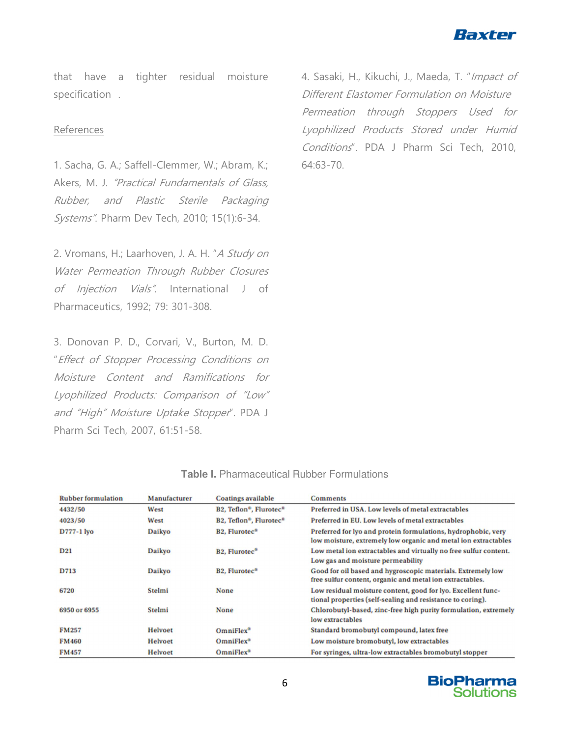that have a tighter residual moisture specification .

References

1. Sacha, G. A.; Saffell-Clemmer, W.; Abram, K.; Akers, M. J. *"Practical Fundamentals of Glass, Rubber, and Plastic Sterile Packaging Systems"*. Pharm Dev Tech, 2010; 15(1):6-34.

2. Vromans, H.; Laarhoven, J. A. H. "*A Study on Water Permeation Through Rubber Closures of Injection Vials"*. International J of Pharmaceutics, 1992; 79: 301-308.

3. Donovan P. D., Corvari, V., Burton, M. D. "*Effect of Stopper Processing Conditions on Moisture Content and Ramifications for Lyophilized Products: Comparison of "Low" and "High" Moisture Uptake Stopper*". PDA J Pharm Sci Tech, 2007, 61:51-58.

4. Sasaki, H., Kikuchi, J., Maeda, T. "*Impact of Different Elastomer Formulation on Moisture Permeation through Stoppers Used for Lyophilized Products Stored under Humid Conditions*". PDA J Pharm Sci Tech, 2010, 64:63-70.

**Table I.** Pharmaceutical Rubber Formulations

| Rubber formulation | Manufacturer | Coatings available | Comments |
|---|---|---|---|
| 4432/50 | West | B2, Teflon®, Flurotec® | Preferred in USA. Low levels of metal extractables |
| 4023/50 | West | B2, Teflon®, Flurotec® | Preferred in EU. Low levels of metal extractables |
| D777-1 lyo | Daikyo | B2, Flurotec® | Preferred for lyo and protein formulations, hydrophobic, very low moisture, extremely low organic and metal ion extractables |
| D21 | Daikyo | B2, Flurotec® | Low metal ion extractables and virtually no free sulfur content. Low gas and moisture permeability |
| D713 | Daikyo | B2, Flurotec® | Good for oil based and hygroscopic materials. Extremely low free sulfur content, organic and metal ion extractables. |
| 6720 | Stelmi | None | Low residual moisture content, good for lyo. Excellent functional properties (self-sealing and resistance to coring). |
| 6950 or 6955 | Stelmi | None | Chlorobutyl-based, zinc-free high purity formulation, extremely low extractables |
| FM257 | Helvoet | OmniFlex® | Standard bromobutyl compound, latex free |
| FM460 | Helvoet | OmniFlex® | Low moisture bromobutyl, low extractables |
| FM457 | Helvoet | OmniFlex® | For syringes, ultra-low extractables bromobutyl stopper |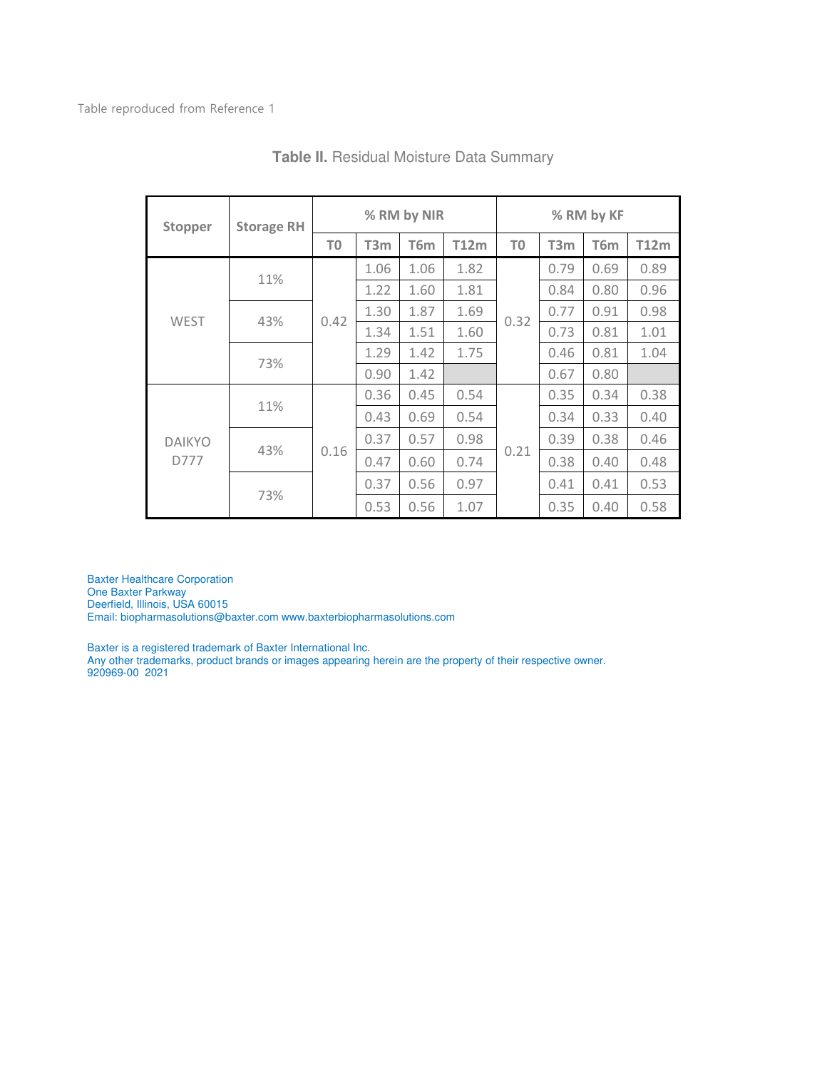Table reproduced from Reference 1

**Table II.** Residual Moisture Data Summary

| Stopper | Storage RH | % RM by NIR | | | | % RM by KF | | | |
|---|---|---|---|---|---|---|---|---|---|
| | | T0 | T3m | T6m | T12m | T0 | T3m | T6m | T12m |
| WEST | 11% | 0.42 | 1.06 | 1.06 | 1.82 | 0.32 | 0.79 | 0.69 | 0.89 |
| | | | 1.22 | 1.60 | 1.81 | | 0.84 | 0.80 | 0.96 |
| | 43% | | 1.30 | 1.87 | 1.69 | | 0.77 | 0.91 | 0.98 |
| | | | 1.34 | 1.51 | 1.60 | | 0.73 | 0.81 | 1.01 |
| | 73% | | 1.29 | 1.42 | 1.75 | | 0.46 | 0.81 | 1.04 |
| | | | 0.90 | 1.42 | | | 0.67 | 0.80 | |
| DAIKYO D777 | 11% | 0.16 | 0.36 | 0.45 | 0.54 | 0.21 | 0.35 | 0.34 | 0.38 |
| | | | 0.43 | 0.69 | 0.54 | | 0.34 | 0.33 | 0.40 |
| | 43% | | 0.37 | 0.57 | 0.98 | | 0.39 | 0.38 | 0.46 |
| | | | 0.47 | 0.60 | 0.74 | | 0.38 | 0.40 | 0.48 |
| | 73% | | 0.37 | 0.56 | 0.97 | | 0.41 | 0.41 | 0.53 |
| | | | 0.53 | 0.56 | 1.07 | | 0.35 | 0.40 | 0.58 |

Baxter Healthcare Corporation
One Baxter Parkway
Deerfield, Illinois, USA 60015
Email: biopharmasolutions@baxter.com www.baxterbiopharmasolutions.com

Baxter is a registered trademark of Baxter International Inc.
Any other trademarks, product brands or images appearing herein are the property of their respective owner.
920969-00 2021